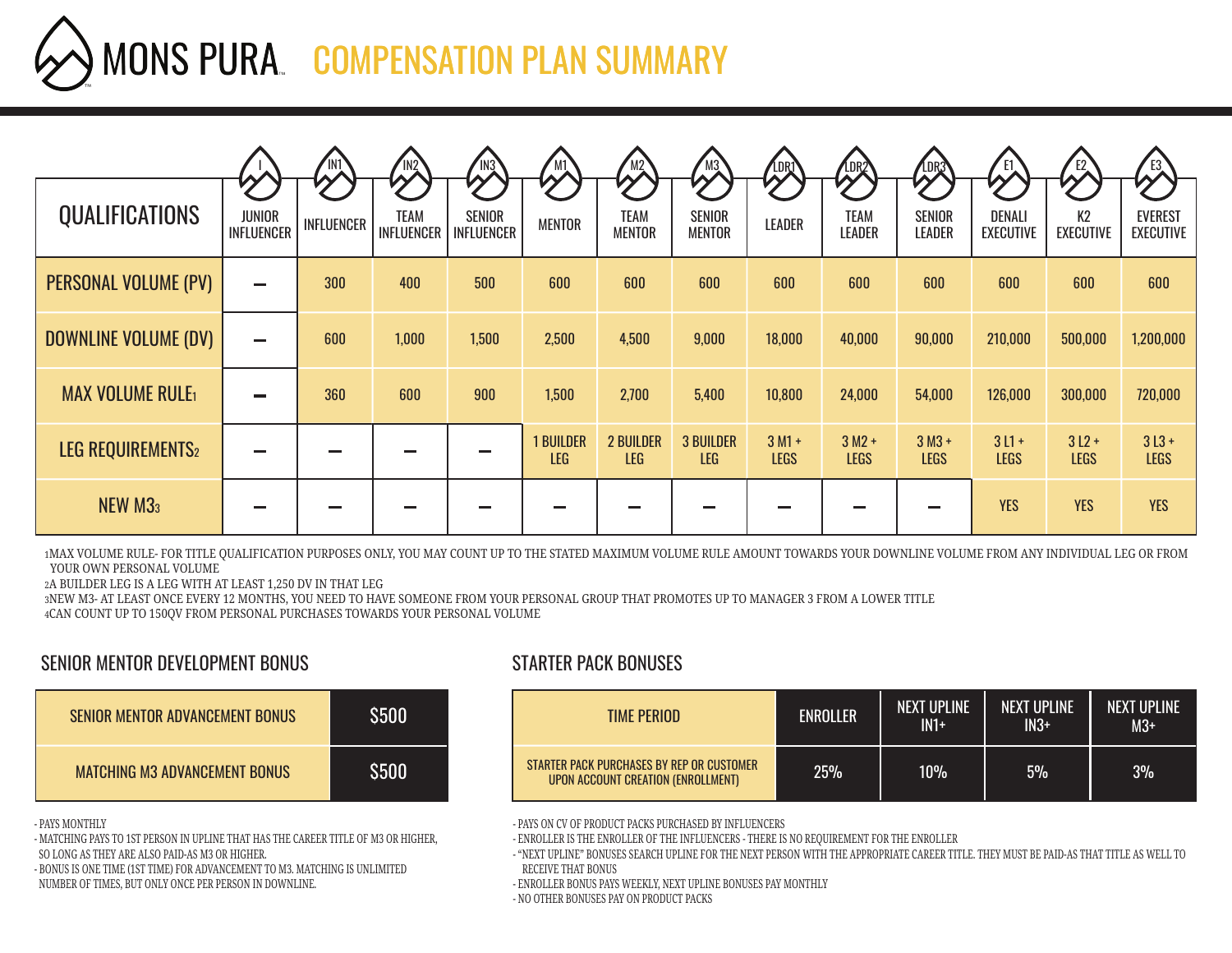# MONS PURA™ COMPENSATION PLAN SUMMARY

| QUALIFICATIONS | JUNIOR INFLUENCER (I) | INFLUENCER (IN1) | TEAM INFLUENCER (IN2) | SENIOR INFLUENCER (IN3) | MENTOR (M1) | TEAM MENTOR (M2) | SENIOR MENTOR (M3) | LEADER (LDR1) | TEAM LEADER (LDR2) | SENIOR LEADER (LDR3) | DENALI EXECUTIVE (E1) | K2 EXECUTIVE (E2) | EVEREST EXECUTIVE (E3) |
|---|---|---|---|---|---|---|---|---|---|---|---|---|---|
| PERSONAL VOLUME (PV) | – | 300 | 400 | 500 | 600 | 600 | 600 | 600 | 600 | 600 | 600 | 600 | 600 |
| DOWNLINE VOLUME (DV) | – | 600 | 1,000 | 1,500 | 2,500 | 4,500 | 9,000 | 18,000 | 40,000 | 90,000 | 210,000 | 500,000 | 1,200,000 |
| MAX VOLUME RULE[1] | – | 360 | 600 | 900 | 1,500 | 2,700 | 5,400 | 10,800 | 24,000 | 54,000 | 126,000 | 300,000 | 720,000 |
| LEG REQUIREMENTS[2] | – | – | – | – | 1 BUILDER LEG | 2 BUILDER LEG | 3 BUILDER LEG | 3 M1 + LEGS | 3 M2 + LEGS | 3 M3 + LEGS | 3 L1 + LEGS | 3 L2 + LEGS | 3 L3 + LEGS |
| NEW M3[3] | – | – | – | – | – | – | – | – | – | – | YES | YES | YES |

[1]MAX VOLUME RULE- FOR TITLE QUALIFICATION PURPOSES ONLY, YOU MAY COUNT UP TO THE STATED MAXIMUM VOLUME RULE AMOUNT TOWARDS YOUR DOWNLINE VOLUME FROM ANY INDIVIDUAL LEG OR FROM YOUR OWN PERSONAL VOLUME

[2]A BUILDER LEG IS A LEG WITH AT LEAST 1,250 DV IN THAT LEG

[3]NEW M3- AT LEAST ONCE EVERY 12 MONTHS, YOU NEED TO HAVE SOMEONE FROM YOUR PERSONAL GROUP THAT PROMOTES UP TO MANAGER 3 FROM A LOWER TITLE

[4]CAN COUNT UP TO 150QV FROM PERSONAL PURCHASES TOWARDS YOUR PERSONAL VOLUME

## SENIOR MENTOR DEVELOPMENT BONUS

| SENIOR MENTOR ADVANCEMENT BONUS | $500 |
|---|---|
| MATCHING M3 ADVANCEMENT BONUS | $500 |

- PAYS MONTHLY
- MATCHING PAYS TO 1ST PERSON IN UPLINE THAT HAS THE CAREER TITLE OF M3 OR HIGHER, SO LONG AS THEY ARE ALSO PAID-AS M3 OR HIGHER.
- BONUS IS ONE TIME (1ST TIME) FOR ADVANCEMENT TO M3. MATCHING IS UNLIMITED NUMBER OF TIMES, BUT ONLY ONCE PER PERSON IN DOWNLINE.

## STARTER PACK BONUSES

| TIME PERIOD | ENROLLER | NEXT UPLINE IN1+ | NEXT UPLINE IN3+ | NEXT UPLINE M3+ |
|---|---|---|---|---|
| STARTER PACK PURCHASES BY REP OR CUSTOMER UPON ACCOUNT CREATION (ENROLLMENT) | 25% | 10% | 5% | 3% |

- PAYS ON CV OF PRODUCT PACKS PURCHASED BY INFLUENCERS
- ENROLLER IS THE ENROLLER OF THE INFLUENCERS - THERE IS NO REQUIREMENT FOR THE ENROLLER
- "NEXT UPLINE" BONUSES SEARCH UPLINE FOR THE NEXT PERSON WITH THE APPROPRIATE CAREER TITLE. THEY MUST BE PAID-AS THAT TITLE AS WELL TO RECEIVE THAT BONUS
- ENROLLER BONUS PAYS WEEKLY, NEXT UPLINE BONUSES PAY MONTHLY
- NO OTHER BONUSES PAY ON PRODUCT PACKS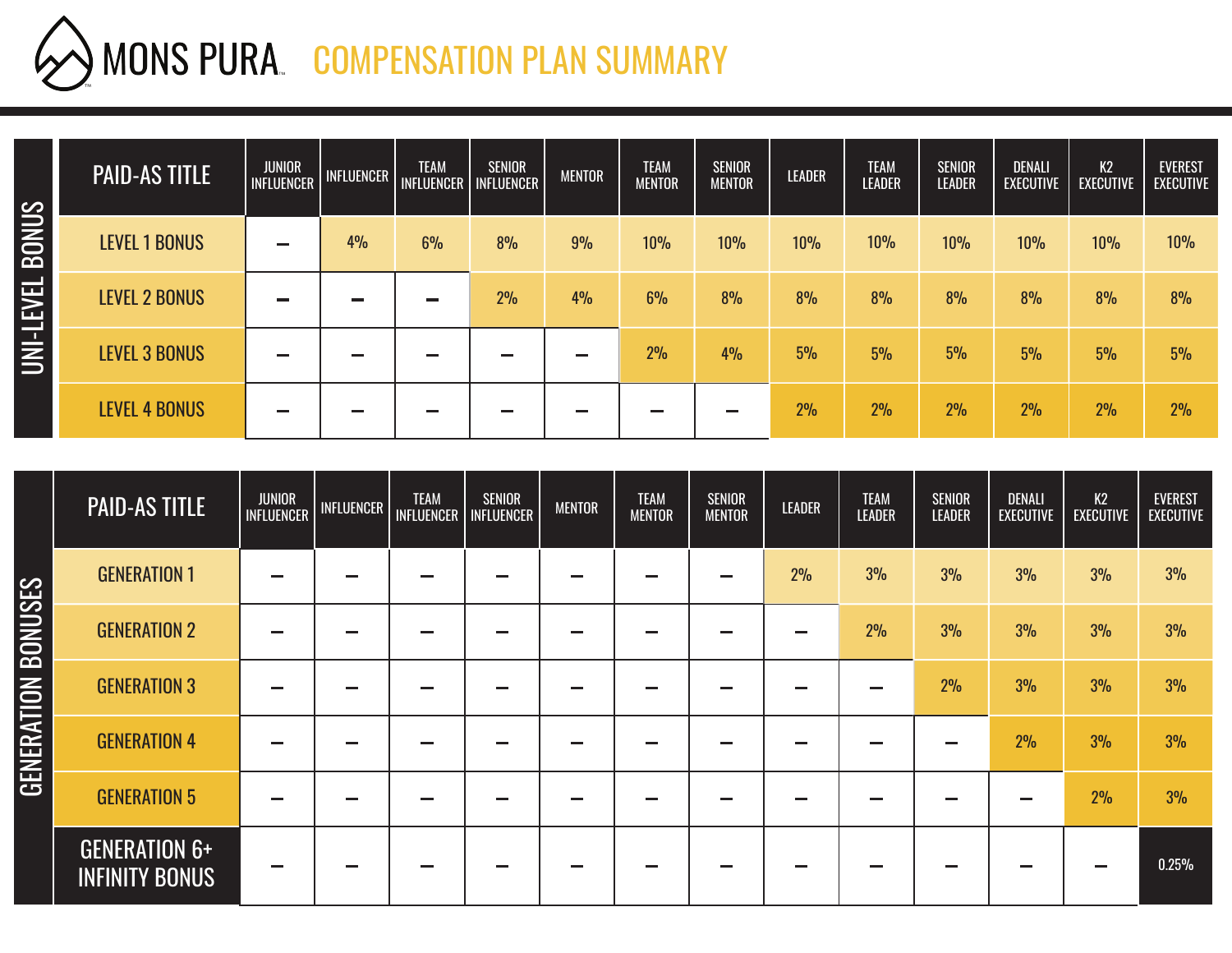# MONS PURA COMPENSATION PLAN SUMMARY

## UNI-LEVEL BONUS

| PAID-AS TITLE | JUNIOR INFLUENCER | INFLUENCER | TEAM INFLUENCER | SENIOR INFLUENCER | MENTOR | TEAM MENTOR | SENIOR MENTOR | LEADER | TEAM LEADER | SENIOR LEADER | DENALI EXECUTIVE | K2 EXECUTIVE | EVEREST EXECUTIVE |
|---|---|---|---|---|---|---|---|---|---|---|---|---|---|
| LEVEL 1 BONUS | – | 4% | 6% | 8% | 9% | 10% | 10% | 10% | 10% | 10% | 10% | 10% | 10% |
| LEVEL 2 BONUS | – | – | – | 2% | 4% | 6% | 8% | 8% | 8% | 8% | 8% | 8% | 8% |
| LEVEL 3 BONUS | – | – | – | – | – | 2% | 4% | 5% | 5% | 5% | 5% | 5% | 5% |
| LEVEL 4 BONUS | – | – | – | – | – | – | – | 2% | 2% | 2% | 2% | 2% | 2% |

## GENERATION BONUSES

| PAID-AS TITLE | JUNIOR INFLUENCER | INFLUENCER | TEAM INFLUENCER | SENIOR INFLUENCER | MENTOR | TEAM MENTOR | SENIOR MENTOR | LEADER | TEAM LEADER | SENIOR LEADER | DENALI EXECUTIVE | K2 EXECUTIVE | EVEREST EXECUTIVE |
|---|---|---|---|---|---|---|---|---|---|---|---|---|---|
| GENERATION 1 | – | – | – | – | – | – | – | 2% | 3% | 3% | 3% | 3% | 3% |
| GENERATION 2 | – | – | – | – | – | – | – | – | 2% | 3% | 3% | 3% | 3% |
| GENERATION 3 | – | – | – | – | – | – | – | – | – | 2% | 3% | 3% | 3% |
| GENERATION 4 | – | – | – | – | – | – | – | – | – | – | 2% | 3% | 3% |
| GENERATION 5 | – | – | – | – | – | – | – | – | – | – | – | 2% | 3% |
| GENERATION 6+ INFINITY BONUS | – | – | – | – | – | – | – | – | – | – | – | – | 0.25% |